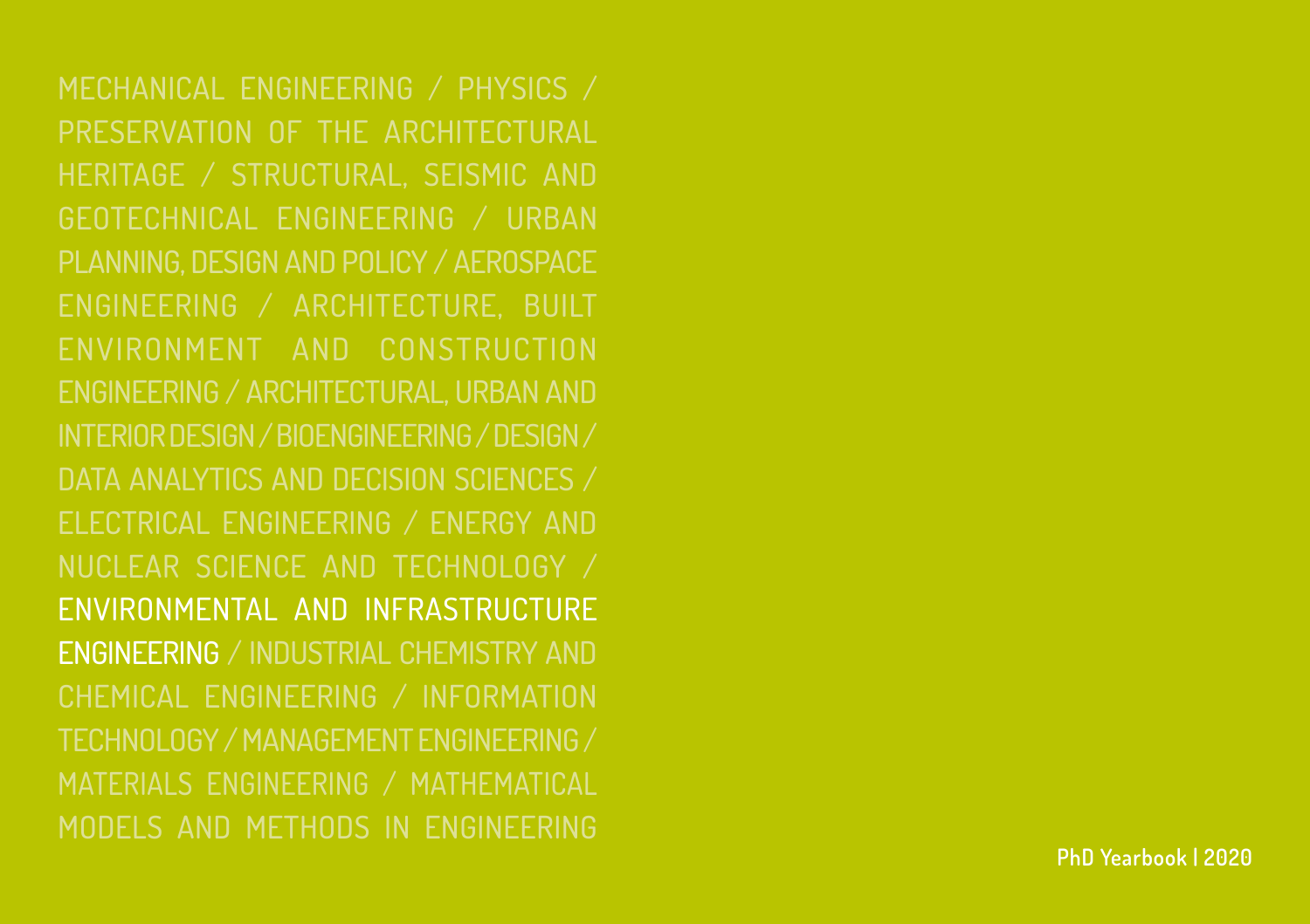MECHANICAL ENGINEERING / PHYSICS / PRESERVATION OF THE ARCHITECTURAL HERITAGE / STRUCTURAL, SEISMIC AND GEOTECHNICAL ENGINEERING / URBAN PLANNING, DESIGN AND POLICY / AEROSPACE ENGINEERING / ARCHITECTURE, BUILT ENVIRONMENT AND CONSTRUCTION ENGINEERING / ARCHITECTURAL, URBAN AND INTERIOR DESIGN / BIOENGINEERING / DESIGN / DATA ANALYTICS AND DECISION SCIENCES / ELECTRICAL ENGINEERING / ENERGY AND NUCLEAR SCIENCE AND TECHNOLOGY / **ENVIRONMENTAL AND INFRASTRUCTURE ENGINEERING** / INDUSTRIAL CHEMISTRY AND CHEMICAL ENGINEERING / INFORMATION TECHNOLOGY / MANAGEMENT ENGINEERING / MATERIALS ENGINEERING / MATHEMATICAL MODELS AND METHODS IN ENGINEERING

**PhD Yearbook | 2020**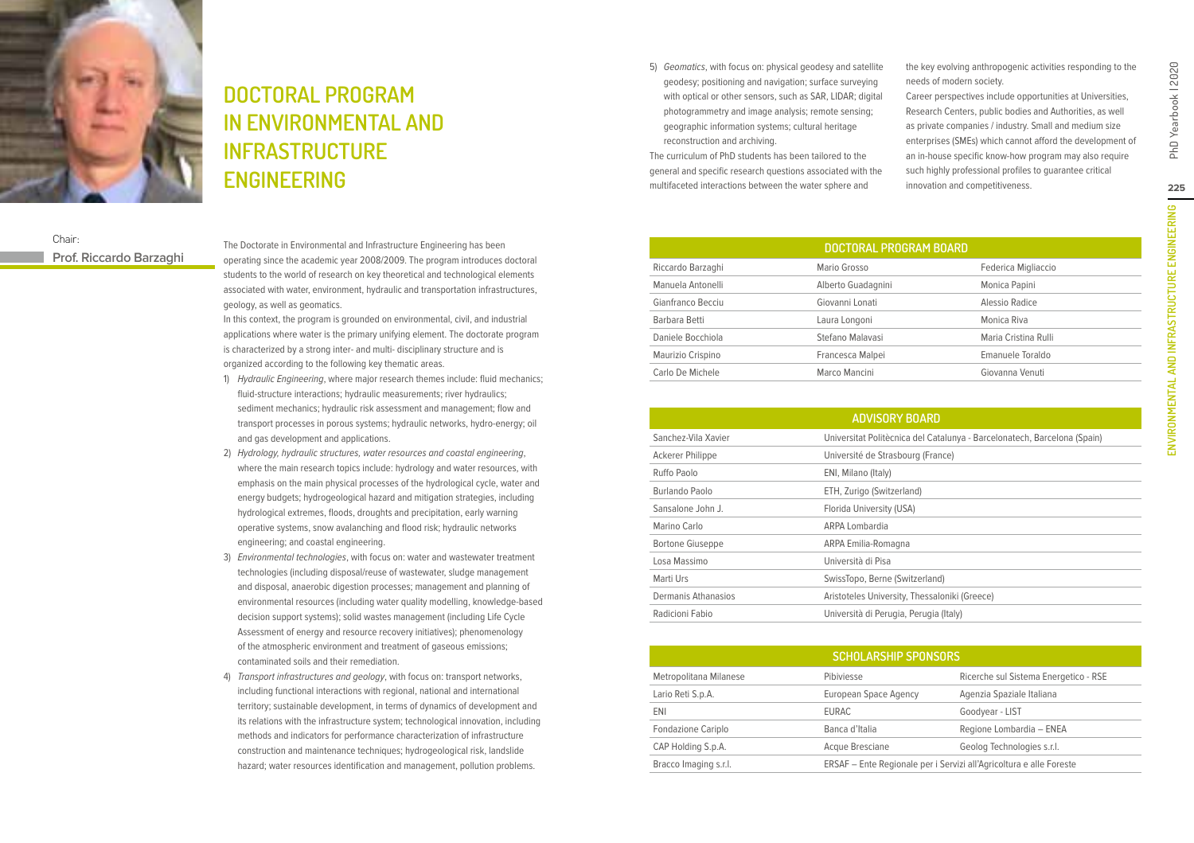# DOCTORAL PROGRAM IN ENVIRONMENTAL AND INFRASTRUCTURE ENGINEERING

Chair:
**Prof. Riccardo Barzaghi**

The Doctorate in Environmental and Infrastructure Engineering has been operating since the academic year 2008/2009. The program introduces doctoral students to the world of research on key theoretical and technological elements associated with water, environment, hydraulic and transportation infrastructures, geology, as well as geomatics.

In this context, the program is grounded on environmental, civil, and industrial applications where water is the primary unifying element. The doctorate program is characterized by a strong inter- and multi- disciplinary structure and is organized according to the following key thematic areas.

1) *Hydraulic Engineering*, where major research themes include: fluid mechanics; fluid-structure interactions; hydraulic measurements; river hydraulics; sediment mechanics; hydraulic risk assessment and management; flow and transport processes in porous systems; hydraulic networks, hydro-energy; oil and gas development and applications.
2) *Hydrology, hydraulic structures, water resources and coastal engineering*, where the main research topics include: hydrology and water resources, with emphasis on the main physical processes of the hydrological cycle, water and energy budgets; hydrogeological hazard and mitigation strategies, including hydrological extremes, floods, droughts and precipitation, early warning operative systems, snow avalanching and flood risk; hydraulic networks engineering; and coastal engineering.
3) *Environmental technologies*, with focus on: water and wastewater treatment technologies (including disposal/reuse of wastewater, sludge management and disposal, anaerobic digestion processes; management and planning of environmental resources (including water quality modelling, knowledge-based decision support systems); solid wastes management (including Life Cycle Assessment of energy and resource recovery initiatives); phenomenology of the atmospheric environment and treatment of gaseous emissions; contaminated soils and their remediation.
4) *Transport infrastructures and geology*, with focus on: transport networks, including functional interactions with regional, national and international territory; sustainable development, in terms of dynamics of development and its relations with the infrastructure system; technological innovation, including methods and indicators for performance characterization of infrastructure construction and maintenance techniques; hydrogeological risk, landslide hazard; water resources identification and management, pollution problems.
5) *Geomatics*, with focus on: physical geodesy and satellite geodesy; positioning and navigation; surface surveying with optical or other sensors, such as SAR, LIDAR; digital photogrammetry and image analysis; remote sensing; geographic information systems; cultural heritage reconstruction and archiving.

The curriculum of PhD students has been tailored to the general and specific research questions associated with the multifaceted interactions between the water sphere and the key evolving anthropogenic activities responding to the needs of modern society.

Career perspectives include opportunities at Universities, Research Centers, public bodies and Authorities, as well as private companies / industry. Small and medium size enterprises (SMEs) which cannot afford the development of an in-house specific know-how program may also require such highly professional profiles to guarantee critical innovation and competitiveness.

| DOCTORAL PROGRAM BOARD | | |
|---|---|---|
| Riccardo Barzaghi | Mario Grosso | Federica Migliaccio |
| Manuela Antonelli | Alberto Guadagnini | Monica Papini |
| Gianfranco Becciu | Giovanni Lonati | Alessio Radice |
| Barbara Betti | Laura Longoni | Monica Riva |
| Daniele Bocchiola | Stefano Malavasi | Maria Cristina Rulli |
| Maurizio Crispino | Francesca Malpei | Emanuele Toraldo |
| Carlo De Michele | Marco Mancini | Giovanna Venuti |

| ADVISORY BOARD | |
|---|---|
| Sanchez-Vila Xavier | Universitat Politècnica del Catalunya - Barcelonatech, Barcelona (Spain) |
| Ackerer Philippe | Université de Strasbourg (France) |
| Ruffo Paolo | ENI, Milano (Italy) |
| Burlando Paolo | ETH, Zurigo (Switzerland) |
| Sansalone John J. | Florida University (USA) |
| Marino Carlo | ARPA Lombardia |
| Bortone Giuseppe | ARPA Emilia-Romagna |
| Losa Massimo | Università di Pisa |
| Marti Urs | SwissTopo, Berne (Switzerland) |
| Dermanis Athanasios | Aristoteles University, Thessaloniki (Greece) |
| Radicioni Fabio | Università di Perugia, Perugia (Italy) |

| SCHOLARSHIP SPONSORS | | |
|---|---|---|
| Metropolitana Milanese | Pibiviesse | Ricerche sul Sistema Energetico - RSE |
| Lario Reti S.p.A. | European Space Agency | Agenzia Spaziale Italiana |
| ENI | EURAC | Goodyear - LIST |
| Fondazione Cariplo | Banca d'Italia | Regione Lombardia – ENEA |
| CAP Holding S.p.A. | Acque Bresciane | Geolog Technologies s.r.l. |
| Bracco Imaging s.r.l. | ERSAF – Ente Regionale per i Servizi all'Agricoltura e alle Foreste | |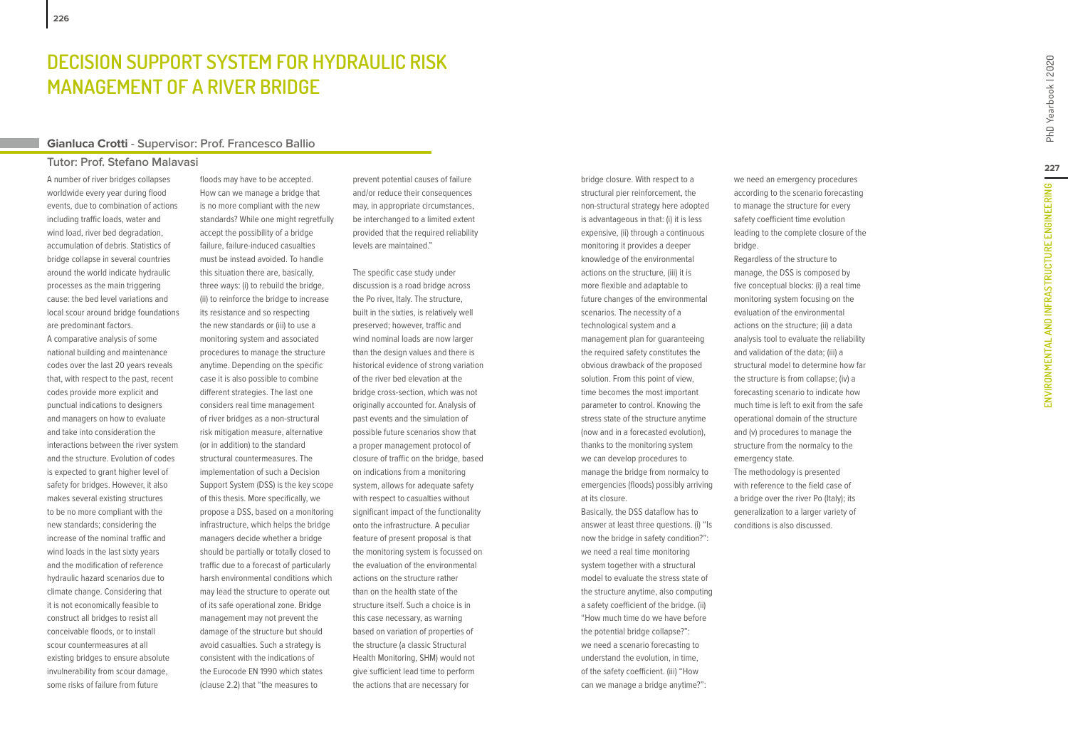# DECISION SUPPORT SYSTEM FOR HYDRAULIC RISK MANAGEMENT OF A RIVER BRIDGE

**Gianluca Crotti - Supervisor: Prof. Francesco Ballio**

**Tutor: Prof. Stefano Malavasi**

A number of river bridges collapses worldwide every year during flood events, due to combination of actions including traffic loads, water and wind load, river bed degradation, accumulation of debris. Statistics of bridge collapse in several countries around the world indicate hydraulic processes as the main triggering cause: the bed level variations and local scour around bridge foundations are predominant factors.

A comparative analysis of some national building and maintenance codes over the last 20 years reveals that, with respect to the past, recent codes provide more explicit and punctual indications to designers and managers on how to evaluate and take into consideration the interactions between the river system and the structure. Evolution of codes is expected to grant higher level of safety for bridges. However, it also makes several existing structures to be no more compliant with the new standards; considering the increase of the nominal traffic and wind loads in the last sixty years and the modification of reference hydraulic hazard scenarios due to climate change. Considering that it is not economically feasible to construct all bridges to resist all conceivable floods, or to install scour countermeasures at all existing bridges to ensure absolute invulnerability from scour damage, some risks of failure from future floods may have to be accepted. How can we manage a bridge that is no more compliant with the new standards? While one might regretfully accept the possibility of a bridge failure, failure-induced casualties must be instead avoided. To handle this situation there are, basically, three ways: (i) to rebuild the bridge, (ii) to reinforce the bridge to increase its resistance and so respecting the new standards or (iii) to use a monitoring system and associated procedures to manage the structure anytime. Depending on the specific case it is also possible to combine different strategies. The last one considers real time management of river bridges as a non-structural risk mitigation measure, alternative (or in addition) to the standard structural countermeasures. The implementation of such a Decision Support System (DSS) is the key scope of this thesis. More specifically, we propose a DSS, based on a monitoring infrastructure, which helps the bridge managers decide whether a bridge should be partially or totally closed to traffic due to a forecast of particularly harsh environmental conditions which may lead the structure to operate out of its safe operational zone. Bridge management may not prevent the damage of the structure but should avoid casualties. Such a strategy is consistent with the indications of the Eurocode EN 1990 which states (clause 2.2) that "the measures to prevent potential causes of failure and/or reduce their consequences may, in appropriate circumstances, be interchanged to a limited extent provided that the required reliability levels are maintained."

The specific case study under discussion is a road bridge across the Po river, Italy. The structure, built in the sixties, is relatively well preserved; however, traffic and wind nominal loads are now larger than the design values and there is historical evidence of strong variation of the river bed elevation at the bridge cross-section, which was not originally accounted for. Analysis of past events and the simulation of possible future scenarios show that a proper management protocol of closure of traffic on the bridge, based on indications from a monitoring system, allows for adequate safety with respect to casualties without significant impact of the functionality onto the infrastructure. A peculiar feature of present proposal is that the monitoring system is focussed on the evaluation of the environmental actions on the structure rather than on the health state of the structure itself. Such a choice is in this case necessary, as warning based on variation of properties of the structure (a classic Structural Health Monitoring, SHM) would not give sufficient lead time to perform the actions that are necessary for bridge closure. With respect to a structural pier reinforcement, the non-structural strategy here adopted is advantageous in that: (i) it is less expensive, (ii) through a continuous monitoring it provides a deeper knowledge of the environmental actions on the structure, (iii) it is more flexible and adaptable to future changes of the environmental scenarios. The necessity of a technological system and a management plan for guaranteeing the required safety constitutes the obvious drawback of the proposed solution. From this point of view, time becomes the most important parameter to control. Knowing the stress state of the structure anytime (now and in a forecasted evolution), thanks to the monitoring system we can develop procedures to manage the bridge from normalcy to emergencies (floods) possibly arriving at its closure.

Basically, the DSS dataflow has to answer at least three questions. (i) "Is now the bridge in safety condition?": we need a real time monitoring system together with a structural model to evaluate the stress state of the structure anytime, also computing a safety coefficient of the bridge. (ii) "How much time do we have before the potential bridge collapse?": we need a scenario forecasting to understand the evolution, in time, of the safety coefficient. (iii) "How can we manage a bridge anytime?": we need an emergency procedures according to the scenario forecasting to manage the structure for every safety coefficient time evolution leading to the complete closure of the bridge.

Regardless of the structure to manage, the DSS is composed by five conceptual blocks: (i) a real time monitoring system focusing on the evaluation of the environmental actions on the structure; (ii) a data analysis tool to evaluate the reliability and validation of the data; (iii) a structural model to determine how far the structure is from collapse; (iv) a forecasting scenario to indicate how much time is left to exit from the safe operational domain of the structure and (v) procedures to manage the structure from the normalcy to the emergency state.

The methodology is presented with reference to the field case of a bridge over the river Po (Italy); its generalization to a larger variety of conditions is also discussed.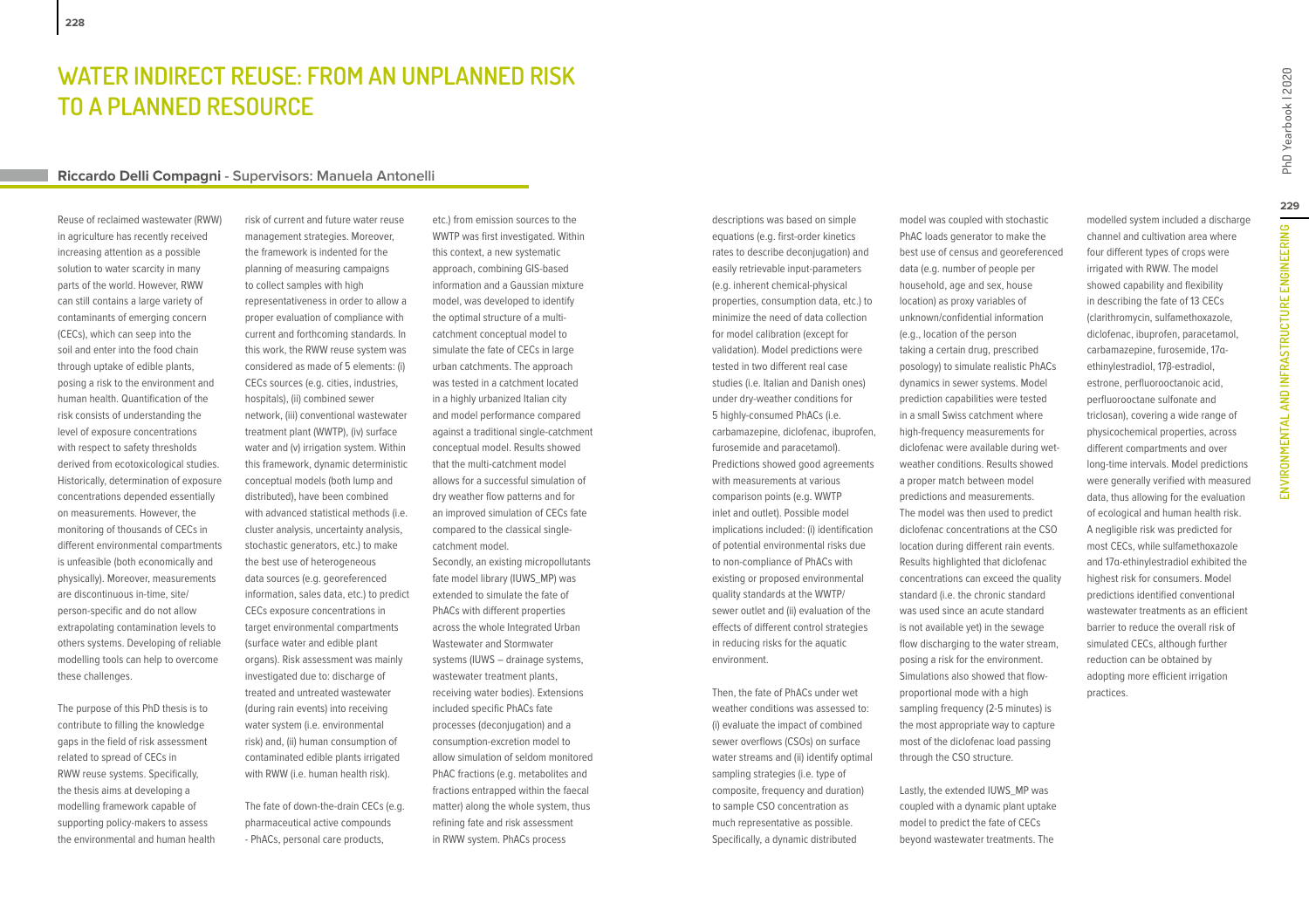# WATER INDIRECT REUSE: FROM AN UNPLANNED RISK TO A PLANNED RESOURCE

**Riccardo Delli Compagni** - Supervisors: Manuela Antonelli

Reuse of reclaimed wastewater (RWW) in agriculture has recently received increasing attention as a possible solution to water scarcity in many parts of the world. However, RWW can still contains a large variety of contaminants of emerging concern (CECs), which can seep into the soil and enter into the food chain through uptake of edible plants, posing a risk to the environment and human health. Quantification of the risk consists of understanding the level of exposure concentrations with respect to safety thresholds derived from ecotoxicological studies. Historically, determination of exposure concentrations depended essentially on measurements. However, the monitoring of thousands of CECs in different environmental compartments is unfeasible (both economically and physically). Moreover, measurements are discontinuous in-time, site/person-specific and do not allow extrapolating contamination levels to others systems. Developing of reliable modelling tools can help to overcome these challenges.

The purpose of this PhD thesis is to contribute to filling the knowledge gaps in the field of risk assessment related to spread of CECs in RWW reuse systems. Specifically, the thesis aims at developing a modelling framework capable of supporting policy-makers to assess the environmental and human health risk of current and future water reuse management strategies. Moreover, the framework is indented for the planning of measuring campaigns to collect samples with high representativeness in order to allow a proper evaluation of compliance with current and forthcoming standards. In this work, the RWW reuse system was considered as made of 5 elements: (i) CECs sources (e.g. cities, industries, hospitals), (ii) combined sewer network, (iii) conventional wastewater treatment plant (WWTP), (iv) surface water and (v) irrigation system. Within this framework, dynamic deterministic conceptual models (both lump and distributed), have been combined with advanced statistical methods (i.e. cluster analysis, uncertainty analysis, stochastic generators, etc.) to make the best use of heterogeneous data sources (e.g. georeferenced information, sales data, etc.) to predict CECs exposure concentrations in target environmental compartments (surface water and edible plant organs). Risk assessment was mainly investigated due to: discharge of treated and untreated wastewater (during rain events) into receiving water system (i.e. environmental risk) and, (ii) human consumption of contaminated edible plants irrigated with RWW (i.e. human health risk).

The fate of down-the-drain CECs (e.g. pharmaceutical active compounds - PhACs, personal care products, etc.) from emission sources to the WWTP was first investigated. Within this context, a new systematic approach, combining GIS-based information and a Gaussian mixture model, was developed to identify the optimal structure of a multi-catchment conceptual model to simulate the fate of CECs in large urban catchments. The approach was tested in a catchment located in a highly urbanized Italian city and model performance compared against a traditional single-catchment conceptual model. Results showed that the multi-catchment model allows for a successful simulation of dry weather flow patterns and for an improved simulation of CECs fate compared to the classical single-catchment model.

Secondly, an existing micropollutants fate model library (IUWS_MP) was extended to simulate the fate of PhACs with different properties across the whole Integrated Urban Wastewater and Stormwater systems (IUWS – drainage systems, wastewater treatment plants, receiving water bodies). Extensions included specific PhACs fate processes (deconjugation) and a consumption-excretion model to allow simulation of seldom monitored PhAC fractions (e.g. metabolites and fractions entrapped within the faecal matter) along the whole system, thus refining fate and risk assessment in RWW system. PhACs process descriptions was based on simple equations (e.g. first-order kinetics rates to describe deconjugation) and easily retrievable input-parameters (e.g. inherent chemical-physical properties, consumption data, etc.) to minimize the need of data collection for model calibration (except for validation). Model predictions were tested in two different real case studies (i.e. Italian and Danish ones) under dry-weather conditions for 5 highly-consumed PhACs (i.e. carbamazepine, diclofenac, ibuprofen, furosemide and paracetamol). Predictions showed good agreements with measurements at various comparison points (e.g. WWTP inlet and outlet). Possible model implications included: (i) identification of potential environmental risks due to non-compliance of PhACs with existing or proposed environmental quality standards at the WWTP/sewer outlet and (ii) evaluation of the effects of different control strategies in reducing risks for the aquatic environment.

Then, the fate of PhACs under wet weather conditions was assessed to: (i) evaluate the impact of combined sewer overflows (CSOs) on surface water streams and (ii) identify optimal sampling strategies (i.e. type of composite, frequency and duration) to sample CSO concentration as much representative as possible. Specifically, a dynamic distributed model was coupled with stochastic PhAC loads generator to make the best use of census and georeferenced data (e.g. number of people per household, age and sex, house location) as proxy variables of unknown/confidential information (e.g., location of the person taking a certain drug, prescribed posology) to simulate realistic PhACs dynamics in sewer systems. Model prediction capabilities were tested in a small Swiss catchment where high-frequency measurements for diclofenac were available during wet-weather conditions. Results showed a proper match between model predictions and measurements. The model was then used to predict diclofenac concentrations at the CSO location during different rain events. Results highlighted that diclofenac concentrations can exceed the quality standard (i.e. the chronic standard was used since an acute standard is not available yet) in the sewage flow discharging to the water stream, posing a risk for the environment. Simulations also showed that flow-proportional mode with a high sampling frequency (2-5 minutes) is the most appropriate way to capture most of the diclofenac load passing through the CSO structure.

Lastly, the extended IUWS_MP was coupled with a dynamic plant uptake model to predict the fate of CECs beyond wastewater treatments. The modelled system included a discharge channel and cultivation area where four different types of crops were irrigated with RWW. The model showed capability and flexibility in describing the fate of 13 CECs (clarithromycin, sulfamethoxazole, diclofenac, ibuprofen, paracetamol, carbamazepine, furosemide, 17α-ethinylestradiol, 17β-estradiol, estrone, perfluorooctanoic acid, perfluorooctane sulfonate and triclosan), covering a wide range of physicochemical properties, across different compartments and over long-time intervals. Model predictions were generally verified with measured data, thus allowing for the evaluation of ecological and human health risk. A negligible risk was predicted for most CECs, while sulfamethoxazole and 17α-ethinylestradiol exhibited the highest risk for consumers. Model predictions identified conventional wastewater treatments as an efficient barrier to reduce the overall risk of simulated CECs, although further reduction can be obtained by adopting more efficient irrigation practices.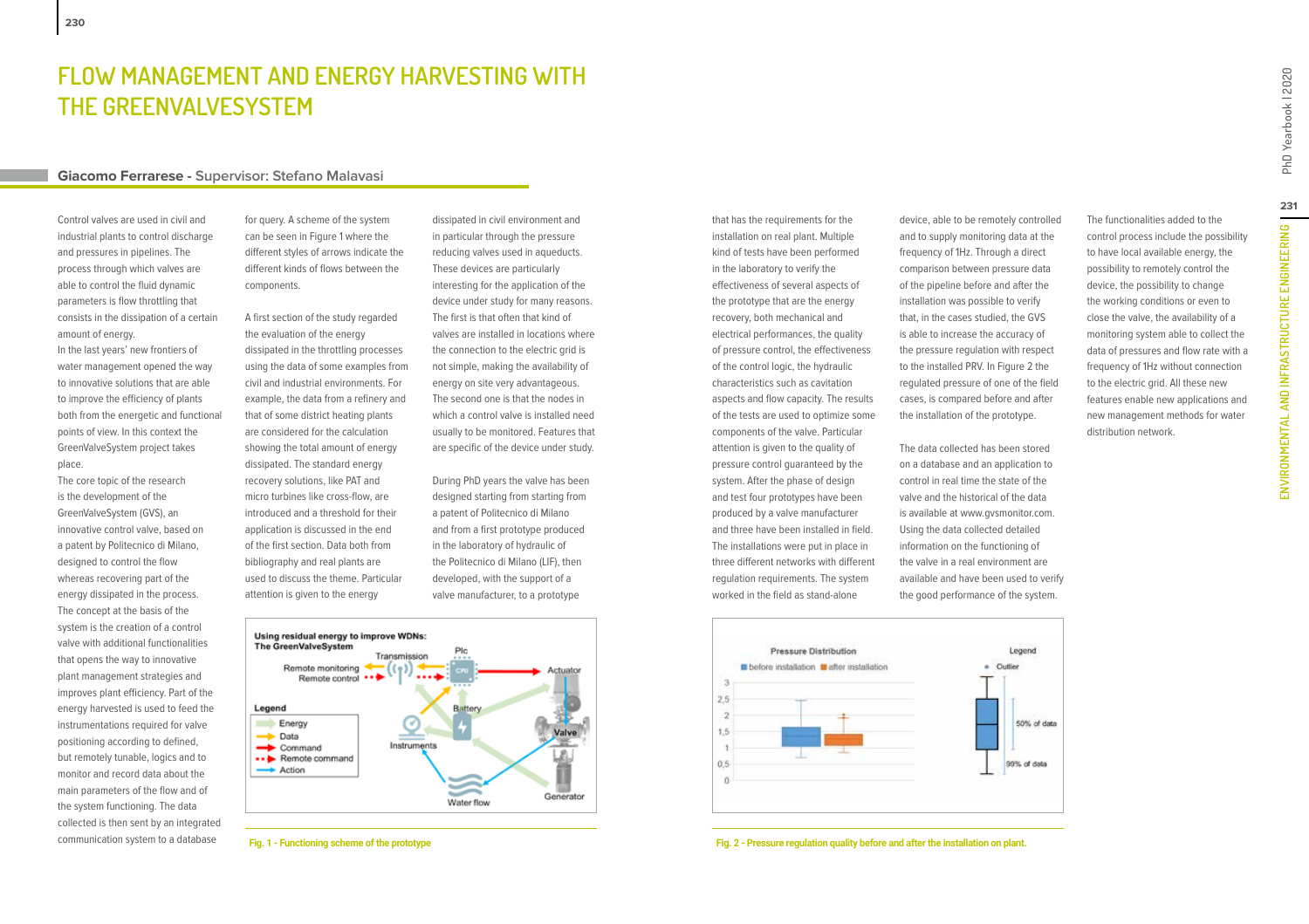# FLOW MANAGEMENT AND ENERGY HARVESTING WITH THE GREENVALVESYSTEM

**Giacomo Ferrarese** - Supervisor: Stefano Malavasi

Control valves are used in civil and industrial plants to control discharge and pressures in pipelines. The process through which valves are able to control the fluid dynamic parameters is flow throttling that consists in the dissipation of a certain amount of energy.

In the last years' new frontiers of water management opened the way to innovative solutions that are able to improve the efficiency of plants both from the energetic and functional points of view. In this context the GreenValveSystem project takes place.

The core topic of the research is the development of the GreenValveSystem (GVS), an innovative control valve, based on a patent by Politecnico di Milano, designed to control the flow whereas recovering part of the energy dissipated in the process. The concept at the basis of the system is the creation of a control valve with additional functionalities that opens the way to innovative plant management strategies and improves plant efficiency. Part of the energy harvested is used to feed the instrumentations required for valve positioning according to defined, but remotely tunable, logics and to monitor and record data about the main parameters of the flow and of the system functioning. The data collected is then sent by an integrated communication system to a database for query. A scheme of the system can be seen in Figure 1 where the different styles of arrows indicate the different kinds of flows between the components.

A first section of the study regarded the evaluation of the energy dissipated in the throttling processes using the data of some examples from civil and industrial environments. For example, the data from a refinery and that of some district heating plants are considered for the calculation showing the total amount of energy dissipated. The standard energy recovery solutions, like PAT and micro turbines like cross-flow, are introduced and a threshold for their application is discussed in the end of the first section. Data both from bibliography and real plants are used to discuss the theme. Particular attention is given to the energy dissipated in civil environment and in particular through the pressure reducing valves used in aqueducts. These devices are particularly interesting for the application of the device under study for many reasons. The first is that often that kind of valves are installed in locations where the connection to the electric grid is not simple, making the availability of energy on site very advantageous. The second one is that the nodes in which a control valve is installed need usually to be monitored. Features that are specific of the device under study.

During PhD years the valve has been designed starting from starting from a patent of Politecnico di Milano and from a first prototype produced in the laboratory of hydraulic of the Politecnico di Milano (LIF), then developed, with the support of a valve manufacturer, to a prototype that has the requirements for the installation on real plant. Multiple kind of tests have been performed in the laboratory to verify the effectiveness of several aspects of the prototype that are the energy recovery, both mechanical and electrical performances, the quality of pressure control, the effectiveness of the control logic, the hydraulic characteristics such as cavitation aspects and flow capacity. The results of the tests are used to optimize some components of the valve. Particular attention is given to the quality of pressure control guaranteed by the system. After the phase of design and test four prototypes have been produced by a valve manufacturer and three have been installed in field. The installations were put in place in three different networks with different regulation requirements. The system worked in the field as stand-alone device, able to be remotely controlled and to supply monitoring data at the frequency of 1Hz. Through a direct comparison between pressure data of the pipeline before and after the installation was possible to verify that, in the cases studied, the GVS is able to increase the accuracy of the pressure regulation with respect to the installed PRV. In Figure 2 the regulated pressure of one of the field cases, is compared before and after the installation of the prototype.

The data collected has been stored on a database and an application to control in real time the state of the valve and the historical of the data is available at www.gvsmonitor.com. Using the data collected detailed information on the functioning of the valve in a real environment are available and have been used to verify the good performance of the system.

The functionalities added to the control process include the possibility to have local available energy, the possibility to remotely control the device, the possibility to change the working conditions or even to close the valve, the availability of a monitoring system able to collect the data of pressures and flow rate with a frequency of 1Hz without connection to the electric grid. All these new features enable new applications and new management methods for water distribution network.

Fig. 1 - Functioning scheme of the prototype

Fig. 2 - Pressure regulation quality before and after the installation on plant.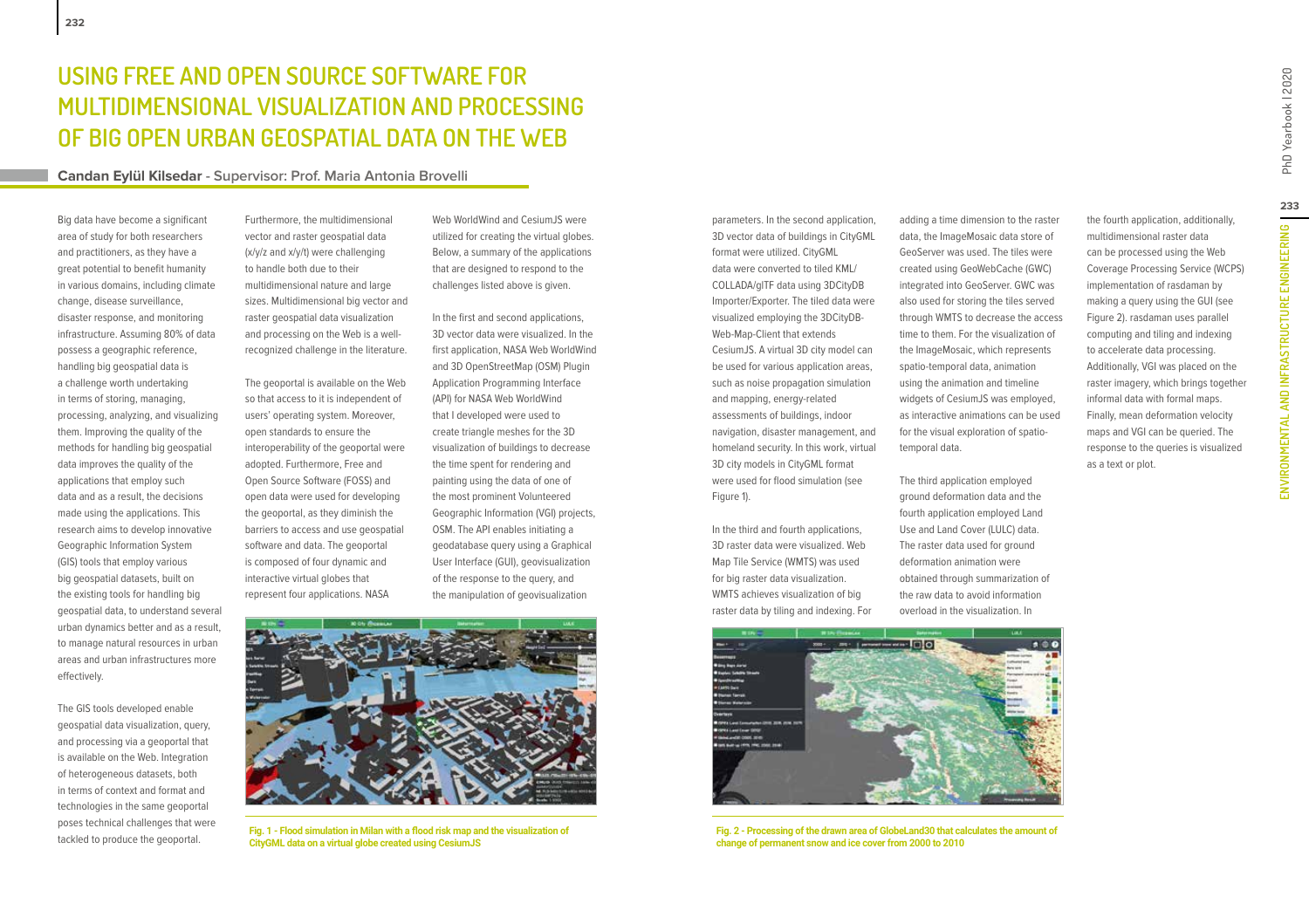# USING FREE AND OPEN SOURCE SOFTWARE FOR MULTIDIMENSIONAL VISUALIZATION AND PROCESSING OF BIG OPEN URBAN GEOSPATIAL DATA ON THE WEB

**Candan Eylül Kilsedar - Supervisor: Prof. Maria Antonia Brovelli**

Big data have become a significant area of study for both researchers and practitioners, as they have a great potential to benefit humanity in various domains, including climate change, disease surveillance, disaster response, and monitoring infrastructure. Assuming 80% of data possess a geographic reference, handling big geospatial data is a challenge worth undertaking in terms of storing, managing, processing, analyzing, and visualizing them. Improving the quality of the methods for handling big geospatial data improves the quality of the applications that employ such data and as a result, the decisions made using the applications. This research aims to develop innovative Geographic Information System (GIS) tools that employ various big geospatial datasets, built on the existing tools for handling big geospatial data, to understand several urban dynamics better and as a result, to manage natural resources in urban areas and urban infrastructures more effectively.

The GIS tools developed enable geospatial data visualization, query, and processing via a geoportal that is available on the Web. Integration of heterogeneous datasets, both in terms of context and format and technologies in the same geoportal poses technical challenges that were tackled to produce the geoportal.

Furthermore, the multidimensional vector and raster geospatial data (x/y/z and x/y/t) were challenging to handle both due to their multidimensional nature and large sizes. Multidimensional big vector and raster geospatial data visualization and processing on the Web is a well-recognized challenge in the literature.

The geoportal is available on the Web so that access to it is independent of users' operating system. Moreover, open standards to ensure the interoperability of the geoportal were adopted. Furthermore, Free and Open Source Software (FOSS) and open data were used for developing the geoportal, as they diminish the barriers to access and use geospatial software and data. The geoportal is composed of four dynamic and interactive virtual globes that represent four applications. NASA Web WorldWind and CesiumJS were utilized for creating the virtual globes. Below, a summary of the applications that are designed to respond to the challenges listed above is given.

In the first and second applications, 3D vector data were visualized. In the first application, NASA Web WorldWind and 3D OpenStreetMap (OSM) Plugin Application Programming Interface (API) for NASA Web WorldWind that I developed were used to create triangle meshes for the 3D visualization of buildings to decrease the time spent for rendering and painting using the data of one of the most prominent Volunteered Geographic Information (VGI) projects, OSM. The API enables initiating a geodatabase query using a Graphical User Interface (GUI), geovisualization of the response to the query, and the manipulation of geovisualization parameters. In the second application, 3D vector data of buildings in CityGML format were utilized. CityGML data were converted to tiled KML/COLLADA/glTF data using 3DCityDB Importer/Exporter. The tiled data were visualized employing the 3DCityDB-Web-Map-Client that extends CesiumJS. A virtual 3D city model can be used for various application areas, such as noise propagation simulation and mapping, energy-related assessments of buildings, indoor navigation, disaster management, and homeland security. In this work, virtual 3D city models in CityGML format were used for flood simulation (see Figure 1).

Fig. 1 - Flood simulation in Milan with a flood risk map and the visualization of CityGML data on a virtual globe created using CesiumJS

In the third and fourth applications, 3D raster data were visualized. Web Map Tile Service (WMTS) was used for big raster data visualization. WMTS achieves visualization of big raster data by tiling and indexing. For adding a time dimension to the raster data, the ImageMosaic data store of GeoServer was used. The tiles were created using GeoWebCache (GWC) integrated into GeoServer. GWC was also used for storing the tiles served through WMTS to decrease the access time to them. For the visualization of the ImageMosaic, which represents spatio-temporal data, animation using the animation and timeline widgets of CesiumJS was employed, as interactive animations can be used for the visual exploration of spatio-temporal data.

The third application employed ground deformation data and the fourth application employed Land Use and Land Cover (LULC) data. The raster data used for ground deformation animation were obtained through summarization of the raw data to avoid information overload in the visualization. In the fourth application, additionally, multidimensional raster data can be processed using the Web Coverage Processing Service (WCPS) implementation of rasdaman by making a query using the GUI (see Figure 2). rasdaman uses parallel computing and tiling and indexing to accelerate data processing. Additionally, VGI was placed on the raster imagery, which brings together informal data with formal maps. Finally, mean deformation velocity maps and VGI can be queried. The response to the queries is visualized as a text or plot.

Fig. 2 - Processing of the drawn area of GlobeLand30 that calculates the amount of change of permanent snow and ice cover from 2000 to 2010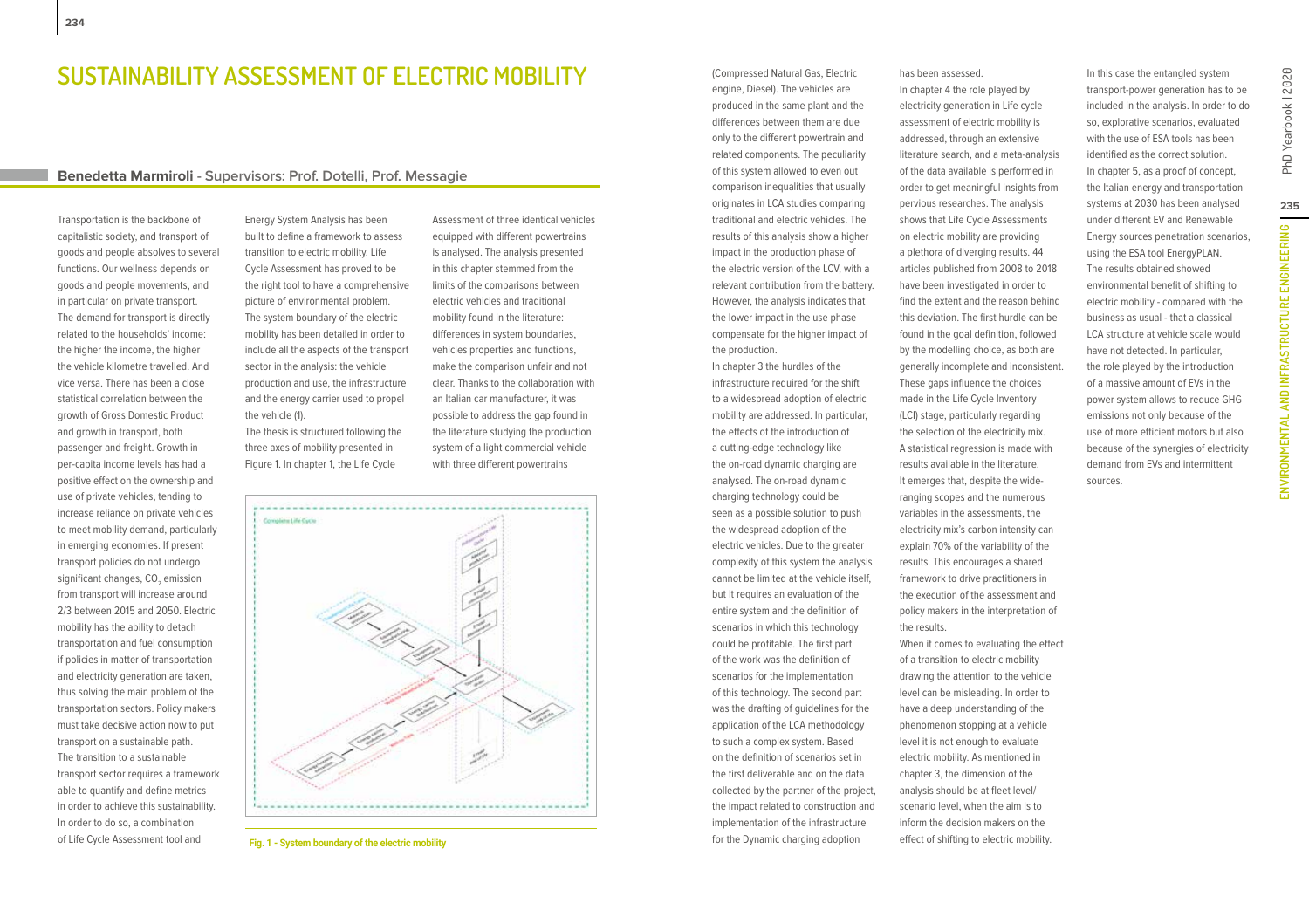# SUSTAINABILITY ASSESSMENT OF ELECTRIC MOBILITY

**Benedetta Marmiroli** - Supervisors: Prof. Dotelli, Prof. Messagie

Transportation is the backbone of capitalistic society, and transport of goods and people absolves to several functions. Our wellness depends on goods and people movements, and in particular on private transport. The demand for transport is directly related to the households' income: the higher the income, the higher the vehicle kilometre travelled. And vice versa. There has been a close statistical correlation between the growth of Gross Domestic Product and growth in transport, both passenger and freight. Growth in per-capita income levels has had a positive effect on the ownership and use of private vehicles, tending to increase reliance on private vehicles to meet mobility demand, particularly in emerging economies. If present transport policies do not undergo significant changes, $CO_2$ emission from transport will increase around 2/3 between 2015 and 2050. Electric mobility has the ability to detach transportation and fuel consumption if policies in matter of transportation and electricity generation are taken, thus solving the main problem of the transportation sectors. Policy makers must take decisive action now to put transport on a sustainable path. The transition to a sustainable transport sector requires a framework able to quantify and define metrics in order to achieve this sustainability. In order to do so, a combination of Life Cycle Assessment tool and Energy System Analysis has been built to define a framework to assess transition to electric mobility. Life Cycle Assessment has proved to be the right tool to have a comprehensive picture of environmental problem. The system boundary of the electric mobility has been detailed in order to include all the aspects of the transport sector in the analysis: the vehicle production and use, the infrastructure and the energy carrier used to propel the vehicle (1).

The thesis is structured following the three axes of mobility presented in Figure 1. In chapter 1, the Life Cycle Assessment of three identical vehicles equipped with different powertrains is analysed. The analysis presented in this chapter stemmed from the limits of the comparisons between electric vehicles and traditional mobility found in the literature: differences in system boundaries, vehicles properties and functions, make the comparison unfair and not clear. Thanks to the collaboration with an Italian car manufacturer, it was possible to address the gap found in the literature studying the production system of a light commercial vehicle with three different powertrains (Compressed Natural Gas, Electric engine, Diesel). The vehicles are produced in the same plant and the differences between them are due only to the different powertrain and related components. The peculiarity of this system allowed to even out comparison inequalities that usually originates in LCA studies comparing traditional and electric vehicles. The results of this analysis show a higher impact in the production phase of the electric version of the LCV, with a relevant contribution from the battery. However, the analysis indicates that the lower impact in the use phase compensate for the higher impact of the production.

**Fig. 1 - System boundary of the electric mobility**

In chapter 3 the hurdles of the infrastructure required for the shift to a widespread adoption of electric mobility are addressed. In particular, the effects of the introduction of a cutting-edge technology like the on-road dynamic charging are analysed. The on-road dynamic charging technology could be seen as a possible solution to push the widespread adoption of the electric vehicles. Due to the greater complexity of this system the analysis cannot be limited at the vehicle itself, but it requires an evaluation of the entire system and the definition of scenarios in which this technology could be profitable. The first part of the work was the definition of scenarios for the implementation of this technology. The second part was the drafting of guidelines for the application of the LCA methodology to such a complex system. Based on the definition of scenarios set in the first deliverable and on the data collected by the partner of the project, the impact related to construction and implementation of the infrastructure for the Dynamic charging adoption has been assessed.

In chapter 4 the role played by electricity generation in Life cycle assessment of electric mobility is addressed, through an extensive literature search, and a meta-analysis of the data available is performed in order to get meaningful insights from pervious researches. The analysis shows that Life Cycle Assessments on electric mobility are providing a plethora of diverging results. 44 articles published from 2008 to 2018 have been investigated in order to find the extent and the reason behind this deviation. The first hurdle can be found in the goal definition, followed by the modelling choice, as both are generally incomplete and inconsistent. These gaps influence the choices made in the Life Cycle Inventory (LCI) stage, particularly regarding the selection of the electricity mix. A statistical regression is made with results available in the literature. It emerges that, despite the wide-ranging scopes and the numerous variables in the assessments, the electricity mix's carbon intensity can explain 70% of the variability of the results. This encourages a shared framework to drive practitioners in the execution of the assessment and policy makers in the interpretation of the results.

When it comes to evaluating the effect of a transition to electric mobility drawing the attention to the vehicle level can be misleading. In order to have a deep understanding of the phenomenon stopping at a vehicle level it is not enough to evaluate electric mobility. As mentioned in chapter 3, the dimension of the analysis should be at fleet level/ scenario level, when the aim is to inform the decision makers on the effect of shifting to electric mobility. In this case the entangled system transport-power generation has to be included in the analysis. In order to do so, explorative scenarios, evaluated with the use of ESA tools has been identified as the correct solution. In chapter 5, as a proof of concept, the Italian energy and transportation systems at 2030 has been analysed under different EV and Renewable Energy sources penetration scenarios, using the ESA tool EnergyPLAN. The results obtained showed environmental benefit of shifting to electric mobility - compared with the business as usual - that a classical LCA structure at vehicle scale would have not detected. In particular, the role played by the introduction of a massive amount of EVs in the power system allows to reduce GHG emissions not only because of the use of more efficient motors but also because of the synergies of electricity demand from EVs and intermittent sources.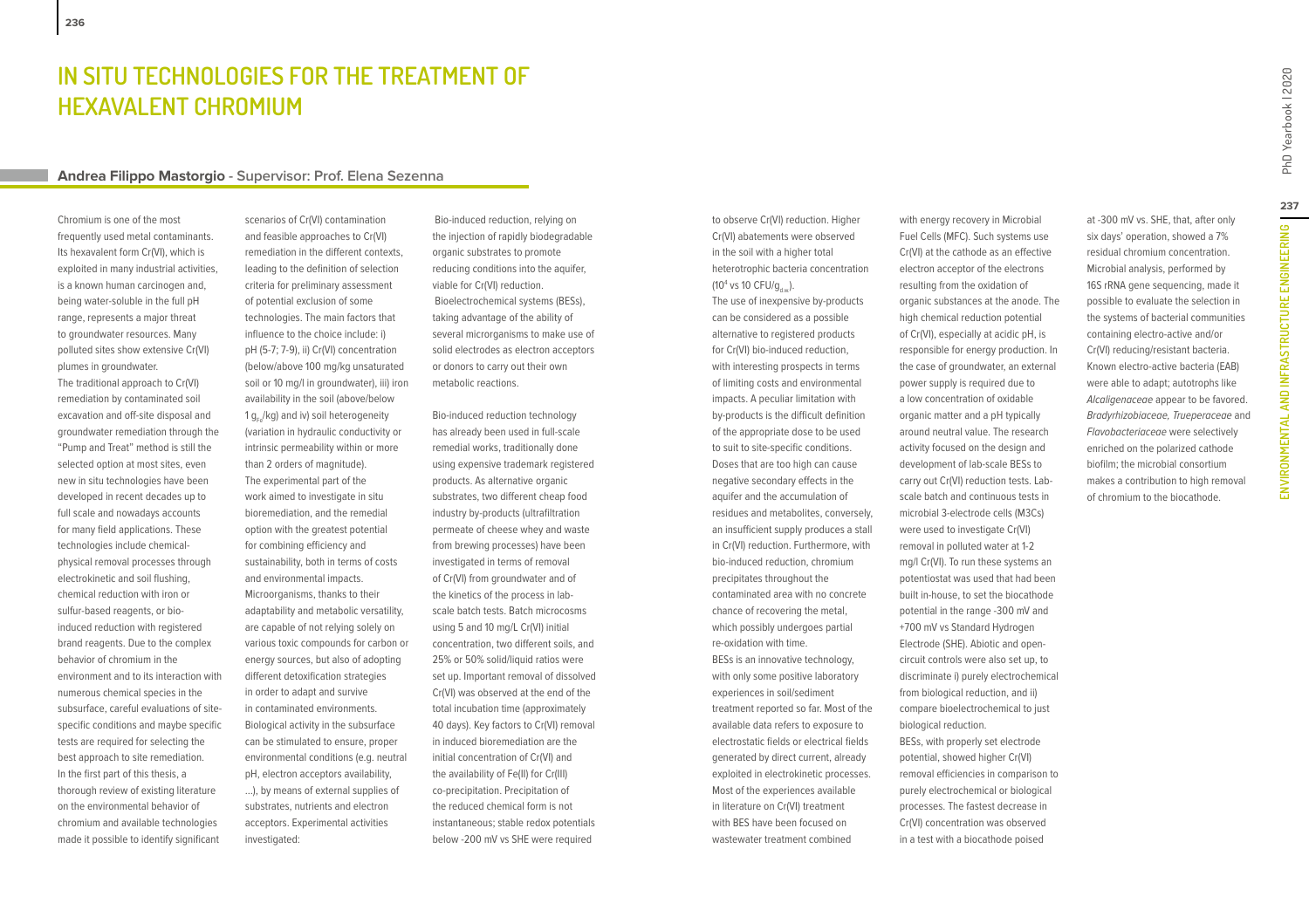# IN SITU TECHNOLOGIES FOR THE TREATMENT OF HEXAVALENT CHROMIUM

**Andrea Filippo Mastorgio - Supervisor: Prof. Elena Sezenna**

Chromium is one of the most frequently used metal contaminants. Its hexavalent form Cr(VI), which is exploited in many industrial activities, is a known human carcinogen and, being water-soluble in the full pH range, represents a major threat to groundwater resources. Many polluted sites show extensive Cr(VI) plumes in groundwater.

The traditional approach to Cr(VI) remediation by contaminated soil excavation and off-site disposal and groundwater remediation through the "Pump and Treat" method is still the selected option at most sites, even new in situ technologies have been developed in recent decades up to full scale and nowadays accounts for many field applications. These technologies include chemical-physical removal processes through electrokinetic and soil flushing, chemical reduction with iron or sulfur-based reagents, or bio-induced reduction with registered brand reagents. Due to the complex behavior of chromium in the environment and to its interaction with numerous chemical species in the subsurface, careful evaluations of site-specific conditions and maybe specific tests are required for selecting the best approach to site remediation. In the first part of this thesis, a thorough review of existing literature on the environmental behavior of chromium and available technologies made it possible to identify significant scenarios of Cr(VI) contamination and feasible approaches to Cr(VI) remediation in the different contexts, leading to the definition of selection criteria for preliminary assessment of potential exclusion of some technologies. The main factors that influence to the choice include: i) pH (5-7; 7-9), ii) Cr(VI) concentration (below/above 100 mg/kg unsaturated soil or 10 mg/l in groundwater), iii) iron availability in the soil (above/below 1 $g_{Fe}$/kg) and iv) soil heterogeneity (variation in hydraulic conductivity or intrinsic permeability within or more than 2 orders of magnitude).

The experimental part of the work aimed to investigate in situ bioremediation, and the remedial option with the greatest potential for combining efficiency and sustainability, both in terms of costs and environmental impacts. Microorganisms, thanks to their adaptability and metabolic versatility, are capable of not relying solely on various toxic compounds for carbon or energy sources, but also of adopting different detoxification strategies in order to adapt and survive in contaminated environments. Biological activity in the subsurface can be stimulated to ensure, proper environmental conditions (e.g. neutral pH, electron acceptors availability, ...), by means of external supplies of substrates, nutrients and electron acceptors. Experimental activities investigated:

Bio-induced reduction, relying on the injection of rapidly biodegradable organic substrates to promote reducing conditions into the aquifer, viable for Cr(VI) reduction.

Bioelectrochemical systems (BESs), taking advantage of the ability of several microrganisms to make use of solid electrodes as electron acceptors or donors to carry out their own metabolic reactions.

Bio-induced reduction technology has already been used in full-scale remedial works, traditionally done using expensive trademark registered products. As alternative organic substrates, two different cheap food industry by-products (ultrafiltration permeate of cheese whey and waste from brewing processes) have been investigated in terms of removal of Cr(VI) from groundwater and of the kinetics of the process in lab-scale batch tests. Batch microcosms using 5 and 10 mg/L Cr(VI) initial concentration, two different soils, and 25% or 50% solid/liquid ratios were set up. Important removal of dissolved Cr(VI) was observed at the end of the total incubation time (approximately 40 days). Key factors to Cr(VI) removal in induced bioremediation are the initial concentration of Cr(VI) and the availability of Fe(II) for Cr(III) co-precipitation. Precipitation of the reduced chemical form is not instantaneous; stable redox potentials below -200 mV vs SHE were required to observe Cr(VI) reduction. Higher Cr(VI) abatements were observed in the soil with a higher total heterotrophic bacteria concentration ($10^4$ vs 10 CFU/$g_{dw}$).

The use of inexpensive by-products can be considered as a possible alternative to registered products for Cr(VI) bio-induced reduction, with interesting prospects in terms of limiting costs and environmental impacts. A peculiar limitation with by-products is the difficult definition of the appropriate dose to be used to suit to site-specific conditions. Doses that are too high can cause negative secondary effects in the aquifer and the accumulation of residues and metabolites, conversely, an insufficient supply produces a stall in Cr(VI) reduction. Furthermore, with bio-induced reduction, chromium precipitates throughout the contaminated area with no concrete chance of recovering the metal, which possibly undergoes partial re-oxidation with time.

BESs is an innovative technology, with only some positive laboratory experiences in soil/sediment treatment reported so far. Most of the available data refers to exposure to electrostatic fields or electrical fields generated by direct current, already exploited in electrokinetic processes. Most of the experiences available in literature on Cr(VI) treatment with BES have been focused on wastewater treatment combined with energy recovery in Microbial Fuel Cells (MFC). Such systems use Cr(VI) at the cathode as an effective electron acceptor of the electrons resulting from the oxidation of organic substances at the anode. The high chemical reduction potential of Cr(VI), especially at acidic pH, is responsible for energy production. In the case of groundwater, an external power supply is required due to a low concentration of oxidable organic matter and a pH typically around neutral value. The research activity focused on the design and development of lab-scale BESs to carry out Cr(VI) reduction tests. Lab-scale batch and continuous tests in microbial 3-electrode cells (M3Cs) were used to investigate Cr(VI) removal in polluted water at 1-2 mg/l Cr(VI). To run these systems an potentiostat was used that had been built in-house, to set the biocathode potential in the range -300 mV and +700 mV vs Standard Hydrogen Electrode (SHE). Abiotic and open-circuit controls were also set up, to discriminate i) purely electrochemical from biological reduction, and ii) compare bioelectrochemical to just biological reduction.

BESs, with properly set electrode potential, showed higher Cr(VI) removal efficiencies in comparison to purely electrochemical or biological processes. The fastest decrease in Cr(VI) concentration was observed in a test with a biocathode poised at -300 mV vs. SHE, that, after only six days' operation, showed a 7% residual chromium concentration. Microbial analysis, performed by 16S rRNA gene sequencing, made it possible to evaluate the selection in the systems of bacterial communities containing electro-active and/or Cr(VI) reducing/resistant bacteria. Known electro-active bacteria (EAB) were able to adapt; autotrophs like *Alcaligenaceae* appear to be favored. *Bradyrhizobiaceae*, *Trueperaceae* and *Flavobacteriaceae* were selectively enriched on the polarized cathode biofilm; the microbial consortium makes a contribution to high removal of chromium to the biocathode.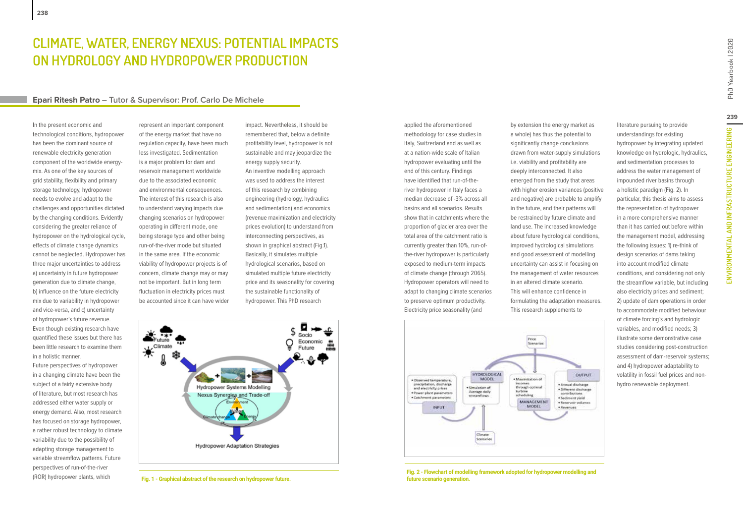# CLIMATE, WATER, ENERGY NEXUS: POTENTIAL IMPACTS ON HYDROLOGY AND HYDROPOWER PRODUCTION

**Epari Ritesh Patro** – Tutor & Supervisor: Prof. Carlo De Michele

In the present economic and technological conditions, hydropower has been the dominant source of renewable electricity generation component of the worldwide energy-mix. As one of the key sources of grid stability, flexibility and primary storage technology, hydropower needs to evolve and adapt to the challenges and opportunities dictated by the changing conditions. Evidently considering the greater reliance of hydropower on the hydrological cycle, effects of climate change dynamics cannot be neglected. Hydropower has three major uncertainties to address a) uncertainty in future hydropower generation due to climate change, b) influence on the future electricity mix due to variability in hydropower and vice-versa, and c) uncertainty of hydropower's future revenue. Even though existing research have quantified these issues but there has been little research to examine them in a holistic manner.

Future perspectives of hydropower in a changing climate have been the subject of a fairly extensive body of literature, but most research has addressed either water supply or energy demand. Also, most research has focused on storage hydropower, a rather robust technology to climate variability due to the possibility of adapting storage management to variable streamflow patterns. Future perspectives of run-of-the-river (ROR) hydropower plants, which represent an important component of the energy market that have no regulation capacity, have been much less investigated. Sedimentation is a major problem for dam and reservoir management worldwide due to the associated economic and environmental consequences. The interest of this research is also to understand varying impacts due changing scenarios on hydropower operating in different mode, one being storage type and other being run-of-the-river mode but situated in the same area. If the economic viability of hydropower projects is of concern, climate change may or may not be important. But in long term fluctuation in electricity prices must be accounted since it can have wider impact. Nevertheless, it should be remembered that, below a definite profitability level, hydropower is not sustainable and may jeopardize the energy supply security.

An inventive modelling approach was used to address the interest of this research by combining engineering (hydrology, hydraulics and sedimentation) and economics (revenue maximization and electricity prices evolution) to understand from interconnecting perspectives, as shown in graphical abstract (Fig.1). Basically, it simulates multiple hydrological scenarios, based on simulated multiple future electricity price and its seasonality for covering the sustainable functionality of hydropower. This PhD research applied the aforementioned methodology for case studies in Italy, Switzerland and as well as at a nation-wide scale of Italian hydropower evaluating until the end of this century. Findings have identified that run-of-the-river hydropower in Italy faces a median decrease of -3% across all basins and all scenarios. Results show that in catchments where the proportion of glacier area over the total area of the catchment ratio is currently greater than 10%, run-of-the-river hydropower is particularly exposed to medium-term impacts of climate change (through 2065). Hydropower operators will need to adapt to changing climate scenarios to preserve optimum productivity. Electricity price seasonality (and by extension the energy market as a whole) has thus the potential to significantly change conclusions drawn from water-supply simulations i.e. viability and profitability are deeply interconnected. It also emerged from the study that areas with higher erosion variances (positive and negative) are probable to amplify in the future, and their patterns will be restrained by future climate and land use. The increased knowledge about future hydrological conditions, improved hydrological simulations and good assessment of modelling uncertainty can assist in focusing on the management of water resources in an altered climate scenario. This will enhance confidence in formulating the adaptation measures. This research supplements to literature pursuing to provide understandings for existing hydropower by integrating updated knowledge on hydrologic, hydraulics, and sedimentation processes to address the water management of impounded river basins through a holistic paradigm (Fig. 2). In particular, this thesis aims to assess the representation of hydropower in a more comprehensive manner than it has carried out before within the management model, addressing the following issues: 1) re-think of design scenarios of dams taking into account modified climate conditions, and considering not only the streamflow variable, but including also electricity prices and sediment; 2) update of dam operations in order to accommodate modified behaviour of climate forcing's and hydrologic variables, and modified needs; 3) illustrate some demonstrative case studies considering post-construction assessment of dam-reservoir systems; and 4) hydropower adaptability to volatility in fossil fuel prices and non-hydro renewable deployment.

**Fig. 1 - Graphical abstract of the research on hydropower future.**

**Fig. 2 - Flowchart of modelling framework adopted for hydropower modelling and future scenario generation.**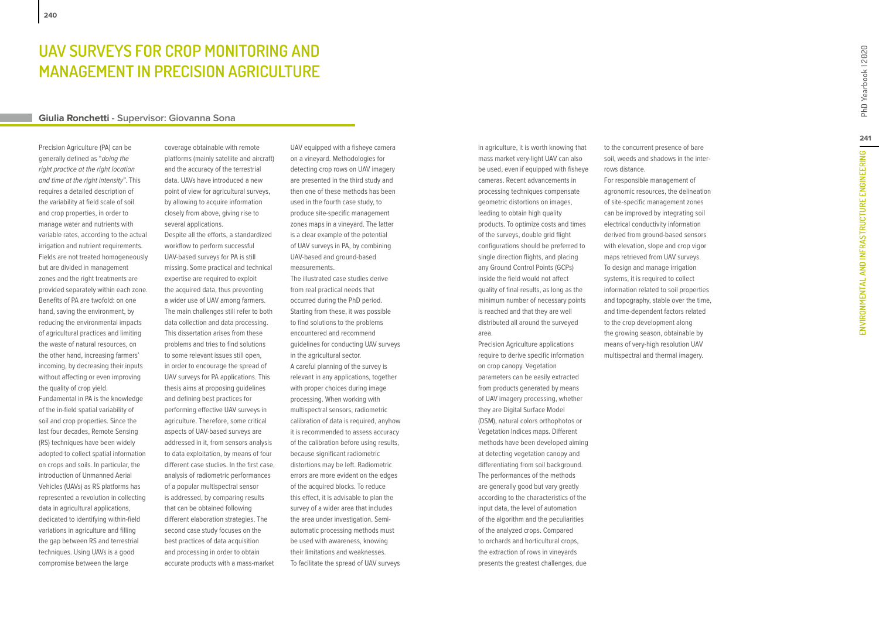# UAV SURVEYS FOR CROP MONITORING AND MANAGEMENT IN PRECISION AGRICULTURE

**Giulia Ronchetti** - Supervisor: Giovanna Sona

Precision Agriculture (PA) can be generally defined as "*doing the right practice at the right location and time at the right intensity*". This requires a detailed description of the variability at field scale of soil and crop properties, in order to manage water and nutrients with variable rates, according to the actual irrigation and nutrient requirements. Fields are not treated homogeneously but are divided in management zones and the right treatments are provided separately within each zone. Benefits of PA are twofold: on one hand, saving the environment, by reducing the environmental impacts of agricultural practices and limiting the waste of natural resources, on the other hand, increasing farmers' incoming, by decreasing their inputs without affecting or even improving the quality of crop yield.
Fundamental in PA is the knowledge of the in-field spatial variability of soil and crop properties. Since the last four decades, Remote Sensing (RS) techniques have been widely adopted to collect spatial information on crops and soils. In particular, the introduction of Unmanned Aerial Vehicles (UAVs) as RS platforms has represented a revolution in collecting data in agricultural applications, dedicated to identifying within-field variations in agriculture and filling the gap between RS and terrestrial techniques. Using UAVs is a good compromise between the large coverage obtainable with remote platforms (mainly satellite and aircraft) and the accuracy of the terrestrial data. UAVs have introduced a new point of view for agricultural surveys, by allowing to acquire information closely from above, giving rise to several applications.
Despite all the efforts, a standardized workflow to perform successful UAV-based surveys for PA is still missing. Some practical and technical expertise are required to exploit the acquired data, thus preventing a wider use of UAV among farmers. The main challenges still refer to both data collection and data processing. This dissertation arises from these problems and tries to find solutions to some relevant issues still open, in order to encourage the spread of UAV surveys for PA applications. This thesis aims at proposing guidelines and defining best practices for performing effective UAV surveys in agriculture. Therefore, some critical aspects of UAV-based surveys are addressed in it, from sensors analysis to data exploitation, by means of four different case studies. In the first case, analysis of radiometric performances of a popular multispectral sensor is addressed, by comparing results that can be obtained following different elaboration strategies. The second case study focuses on the best practices of data acquisition and processing in order to obtain accurate products with a mass-market UAV equipped with a fisheye camera on a vineyard. Methodologies for detecting crop rows on UAV imagery are presented in the third study and then one of these methods has been used in the fourth case study, to produce site-specific management zones maps in a vineyard. The latter is a clear example of the potential of UAV surveys in PA, by combining UAV-based and ground-based measurements.
The illustrated case studies derive from real practical needs that occurred during the PhD period. Starting from these, it was possible to find solutions to the problems encountered and recommend guidelines for conducting UAV surveys in the agricultural sector.
A careful planning of the survey is relevant in any applications, together with proper choices during image processing. When working with multispectral sensors, radiometric calibration of data is required, anyhow it is recommended to assess accuracy of the calibration before using results, because significant radiometric distortions may be left. Radiometric errors are more evident on the edges of the acquired blocks. To reduce this effect, it is advisable to plan the survey of a wider area that includes the area under investigation. Semi-automatic processing methods must be used with awareness, knowing their limitations and weaknesses.
To facilitate the spread of UAV surveys in agriculture, it is worth knowing that mass market very-light UAV can also be used, even if equipped with fisheye cameras. Recent advancements in processing techniques compensate geometric distortions on images, leading to obtain high quality products. To optimize costs and times of the surveys, double grid flight configurations should be preferred to single direction flights, and placing any Ground Control Points (GCPs) inside the field would not affect quality of final results, as long as the minimum number of necessary points is reached and that they are well distributed all around the surveyed area.
Precision Agriculture applications require to derive specific information on crop canopy. Vegetation parameters can be easily extracted from products generated by means of UAV imagery processing, whether they are Digital Surface Model (DSM), natural colors orthophotos or Vegetation Indices maps. Different methods have been developed aiming at detecting vegetation canopy and differentiating from soil background. The performances of the methods are generally good but vary greatly according to the characteristics of the input data, the level of automation of the algorithm and the peculiarities of the analyzed crops. Compared to orchards and horticultural crops, the extraction of rows in vineyards presents the greatest challenges, due to the concurrent presence of bare soil, weeds and shadows in the inter-rows distance.
For responsible management of agronomic resources, the delineation of site-specific management zones can be improved by integrating soil electrical conductivity information derived from ground-based sensors with elevation, slope and crop vigor maps retrieved from UAV surveys.
To design and manage irrigation systems, it is required to collect information related to soil properties and topography, stable over the time, and time-dependent factors related to the crop development along the growing season, obtainable by means of very-high resolution UAV multispectral and thermal imagery.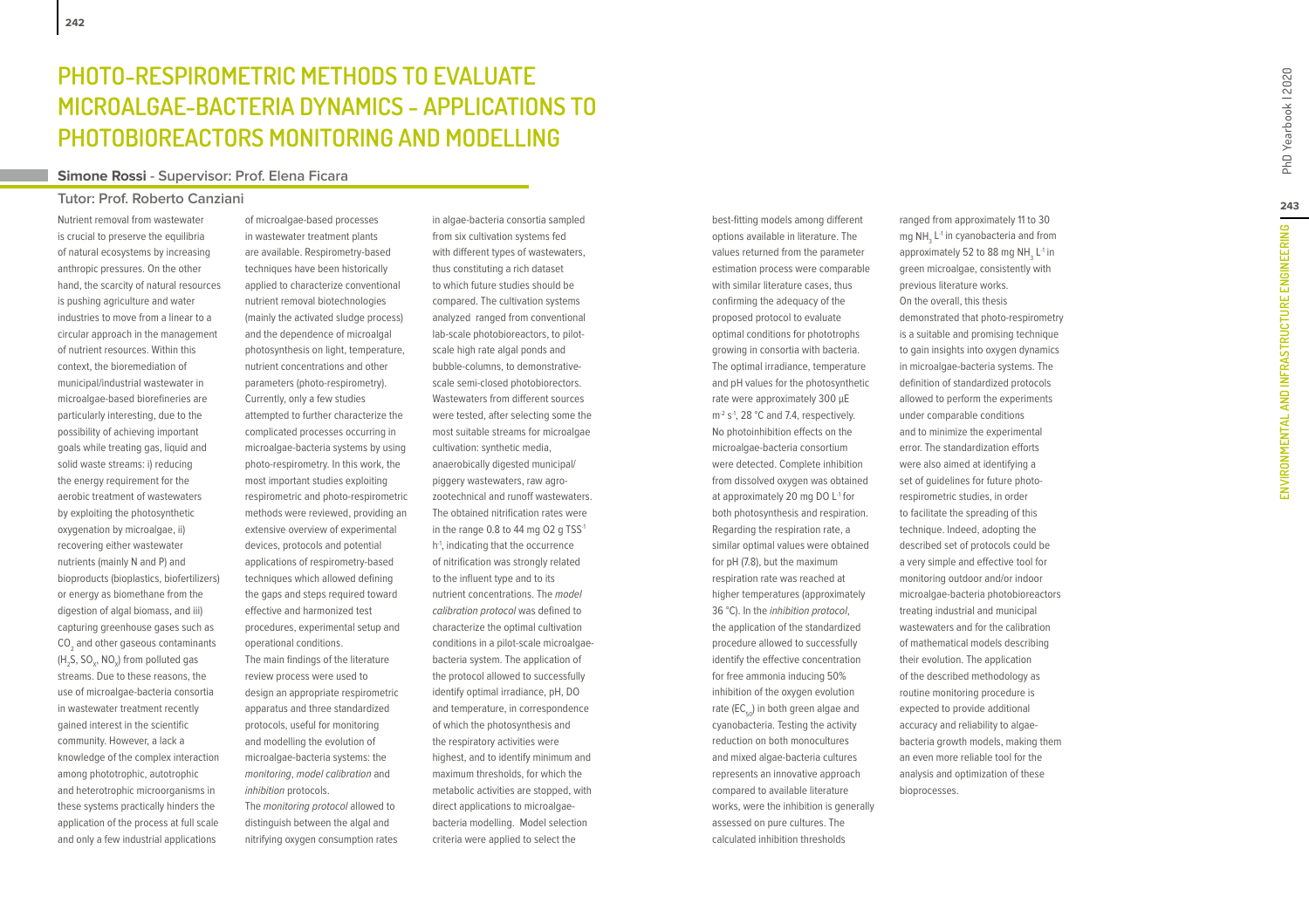# PHOTO-RESPIROMETRIC METHODS TO EVALUATE MICROALGAE-BACTERIA DYNAMICS - APPLICATIONS TO PHOTOBIOREACTORS MONITORING AND MODELLING

**Simone Rossi** - Supervisor: Prof. Elena Ficara

**Tutor: Prof. Roberto Canziani**

Nutrient removal from wastewater is crucial to preserve the equilibria of natural ecosystems by increasing anthropic pressures. On the other hand, the scarcity of natural resources is pushing agriculture and water industries to move from a linear to a circular approach in the management of nutrient resources. Within this context, the bioremediation of municipal/industrial wastewater in microalgae-based biorefineries are particularly interesting, due to the possibility of achieving important goals while treating gas, liquid and solid waste streams: i) reducing the energy requirement for the aerobic treatment of wastewaters by exploiting the photosynthetic oxygenation by microalgae, ii) recovering either wastewater nutrients (mainly N and P) and bioproducts (bioplastics, biofertilizers) or energy as biomethane from the digestion of algal biomass, and iii) capturing greenhouse gases such as $CO_2$ and other gaseous contaminants ($H_2S$, $SO_x$, $NO_x$) from polluted gas streams. Due to these reasons, the use of microalgae-bacteria consortia in wastewater treatment recently gained interest in the scientific community. However, a lack a knowledge of the complex interaction among phototrophic, autotrophic and heterotrophic microorganisms in these systems practically hinders the application of the process at full scale and only a few industrial applications of microalgae-based processes in wastewater treatment plants are available. Respirometry-based techniques have been historically applied to characterize conventional nutrient removal biotechnologies (mainly the activated sludge process) and the dependence of microalgal photosynthesis on light, temperature, nutrient concentrations and other parameters (photo-respirometry). Currently, only a few studies attempted to further characterize the complicated processes occurring in microalgae-bacteria systems by using photo-respirometry. In this work, the most important studies exploiting respirometric and photo-respirometric methods were reviewed, providing an extensive overview of experimental devices, protocols and potential applications of respirometry-based techniques which allowed defining the gaps and steps required toward effective and harmonized test procedures, experimental setup and operational conditions.

The main findings of the literature review process were used to design an appropriate respirometric apparatus and three standardized protocols, useful for monitoring and modelling the evolution of microalgae-bacteria systems: the *monitoring*, *model calibration* and *inhibition* protocols.

The *monitoring protocol* allowed to distinguish between the algal and nitrifying oxygen consumption rates in algae-bacteria consortia sampled from six cultivation systems fed with different types of wastewaters, thus constituting a rich dataset to which future studies should be compared. The cultivation systems analyzed ranged from conventional lab-scale photobioreactors, to pilot-scale high rate algal ponds and bubble-columns, to demonstrative-scale semi-closed photobiorectors. Wastewaters from different sources were tested, after selecting some the most suitable streams for microalgae cultivation: synthetic media, anaerobically digested municipal/piggery wastewaters, raw agro-zootechnical and runoff wastewaters. The obtained nitrification rates were in the range 0.8 to 44 mg O2 g $TSS^{-1}$ $h^{-1}$, indicating that the occurrence of nitrification was strongly related to the influent type and to its nutrient concentrations. The *model calibration protocol* was defined to characterize the optimal cultivation conditions in a pilot-scale microalgae-bacteria system. The application of the protocol allowed to successfully identify optimal irradiance, pH, DO and temperature, in correspondence of which the photosynthesis and the respiratory activities were highest, and to identify minimum and maximum thresholds, for which the metabolic activities are stopped, with direct applications to microalgae-bacteria modelling. Model selection criteria were applied to select the best-fitting models among different options available in literature. The values returned from the parameter estimation process were comparable with similar literature cases, thus confirming the adequacy of the proposed protocol to evaluate optimal conditions for phototrophs growing in consortia with bacteria. The optimal irradiance, temperature and pH values for the photosynthetic rate were approximately 300 µE $m^{-2}$ $s^{-1}$, 28 °C and 7.4, respectively. No photoinhibition effects on the microalgae-bacteria consortium were detected. Complete inhibition from dissolved oxygen was obtained at approximately 20 mg DO $L^{-1}$ for both photosynthesis and respiration. Regarding the respiration rate, a similar optimal values were obtained for pH (7.8), but the maximum respiration rate was reached at higher temperatures (approximately 36 °C). In the *inhibition protocol*, the application of the standardized procedure allowed to successfully identify the effective concentration for free ammonia inducing 50% inhibition of the oxygen evolution rate ($EC_{50}$) in both green algae and cyanobacteria. Testing the activity reduction on both monocultures and mixed algae-bacteria cultures represents an innovative approach compared to available literature works, were the inhibition is generally assessed on pure cultures. The calculated inhibition thresholds ranged from approximately 11 to 30 mg $NH_3$ $L^{-1}$ in cyanobacteria and from approximately 52 to 88 mg $NH_3$ $L^{-1}$ in green microalgae, consistently with previous literature works.

On the overall, this thesis demonstrated that photo-respirometry is a suitable and promising technique to gain insights into oxygen dynamics in microalgae-bacteria systems. The definition of standardized protocols allowed to perform the experiments under comparable conditions and to minimize the experimental error. The standardization efforts were also aimed at identifying a set of guidelines for future photo-respirometric studies, in order to facilitate the spreading of this technique. Indeed, adopting the described set of protocols could be a very simple and effective tool for monitoring outdoor and/or indoor microalgae-bacteria photobioreactors treating industrial and municipal wastewaters and for the calibration of mathematical models describing their evolution. The application of the described methodology as routine monitoring procedure is expected to provide additional accuracy and reliability to algae-bacteria growth models, making them an even more reliable tool for the analysis and optimization of these bioprocesses.